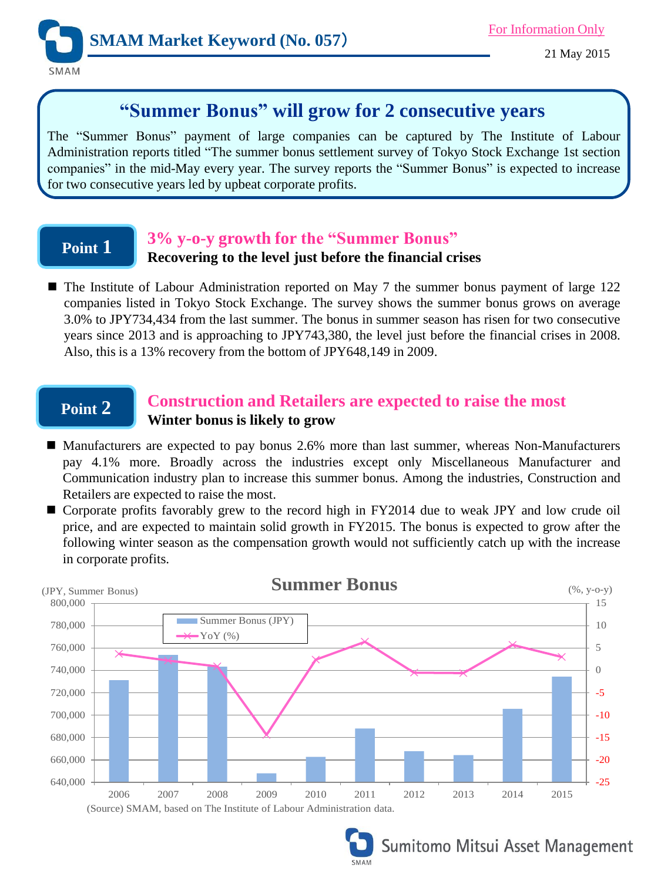# SMAM Market Keyword (No. 057)

For Information Only

21 May 2015

## "Summer Bonus" will grow for 2 consecutive years

The "Summer Bonus" payment of large companies can be captured by The Institute of Labour Administration reports titled "The summer bonus settlement survey of Tokyo Stock Exchange 1st section companies" in the mid-May every year. The survey reports the "Summer Bonus" is expected to increase for two consecutive years led by upbeat corporate profits.

## Point 1

### 3% y-o-y growth for the "Summer Bonus"

**Recovering to the level just before the financial crises**

- The Institute of Labour Administration reported on May 7 the summer bonus payment of large 122 companies listed in Tokyo Stock Exchange. The survey shows the summer bonus grows on average 3.0% to JPY734,434 from the last summer. The bonus in summer season has risen for two consecutive years since 2013 and is approaching to JPY743,380, the level just before the financial crises in 2008. Also, this is a 13% recovery from the bottom of JPY648,149 in 2009.

## Point 2

### Construction and Retailers are expected to raise the most

**Winter bonus is likely to grow**

- Manufacturers are expected to pay bonus 2.6% more than last summer, whereas Non-Manufacturers pay 4.1% more. Broadly across the industries except only Miscellaneous Manufacturer and Communication industry plan to increase this summer bonus. Among the industries, Construction and Retailers are expected to raise the most.
- Corporate profits favorably grew to the record high in FY2014 due to weak JPY and low crude oil price, and are expected to maintain solid growth in FY2015. The bonus is expected to grow after the following winter season as the compensation growth would not sufficiently catch up with the increase in corporate profits.

**Summer Bonus**

(JPY, Summer Bonus) — left axis 640,000 to 800,000; (%, y-o-y) — right axis -25 to 15

Legend: Summer Bonus (JPY); YoY (%)

Years: 2006, 2007, 2008, 2009, 2010, 2011, 2012, 2013, 2014, 2015

(Source) SMAM, based on The Institute of Labour Administration data.

Sumitomo Mitsui Asset Management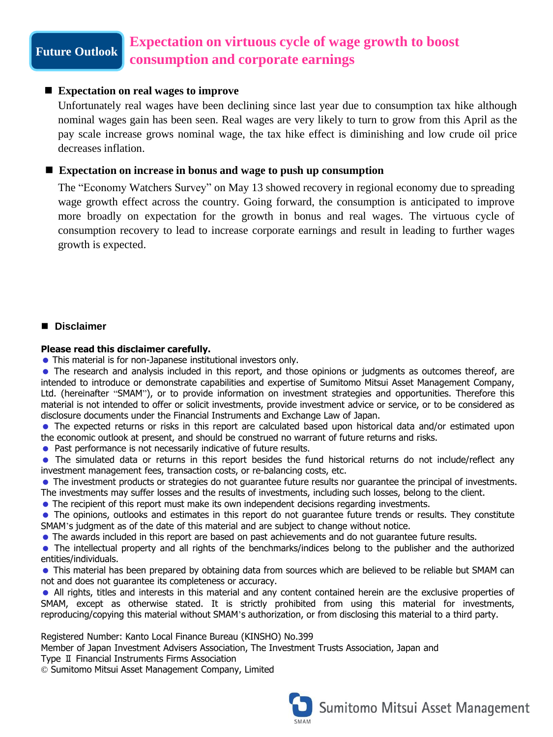## Future Outlook — Expectation on virtuous cycle of wage growth to boost consumption and corporate earnings

### ■ Expectation on real wages to improve

Unfortunately real wages have been declining since last year due to consumption tax hike although nominal wages gain has been seen. Real wages are very likely to turn to grow from this April as the pay scale increase grows nominal wage, the tax hike effect is diminishing and low crude oil price decreases inflation.

### ■ Expectation on increase in bonus and wage to push up consumption

The "Economy Watchers Survey" on May 13 showed recovery in regional economy due to spreading wage growth effect across the country. Going forward, the consumption is anticipated to improve more broadly on expectation for the growth in bonus and real wages. The virtuous cycle of consumption recovery to lead to increase corporate earnings and result in leading to further wages growth is expected.

### ■ Disclaimer

**Please read this disclaimer carefully.**

- This material is for non-Japanese institutional investors only.
- The research and analysis included in this report, and those opinions or judgments as outcomes thereof, are intended to introduce or demonstrate capabilities and expertise of Sumitomo Mitsui Asset Management Company, Ltd. (hereinafter "SMAM"), or to provide information on investment strategies and opportunities. Therefore this material is not intended to offer or solicit investments, provide investment advice or service, or to be considered as disclosure documents under the Financial Instruments and Exchange Law of Japan.
- The expected returns or risks in this report are calculated based upon historical data and/or estimated upon the economic outlook at present, and should be construed no warrant of future returns and risks.
- Past performance is not necessarily indicative of future results.
- The simulated data or returns in this report besides the fund historical returns do not include/reflect any investment management fees, transaction costs, or re-balancing costs, etc.
- The investment products or strategies do not guarantee future results nor guarantee the principal of investments. The investments may suffer losses and the results of investments, including such losses, belong to the client.
- The recipient of this report must make its own independent decisions regarding investments.
- The opinions, outlooks and estimates in this report do not guarantee future trends or results. They constitute SMAM's judgment as of the date of this material and are subject to change without notice.
- The awards included in this report are based on past achievements and do not guarantee future results.
- The intellectual property and all rights of the benchmarks/indices belong to the publisher and the authorized entities/individuals.
- This material has been prepared by obtaining data from sources which are believed to be reliable but SMAM can not and does not guarantee its completeness or accuracy.
- All rights, titles and interests in this material and any content contained herein are the exclusive properties of SMAM, except as otherwise stated. It is strictly prohibited from using this material for investments, reproducing/copying this material without SMAM's authorization, or from disclosing this material to a third party.

Registered Number: Kanto Local Finance Bureau (KINSHO) No.399
Member of Japan Investment Advisers Association, The Investment Trusts Association, Japan and
Type Ⅱ Financial Instruments Firms Association
© Sumitomo Mitsui Asset Management Company, Limited

SMAM Sumitomo Mitsui Asset Management